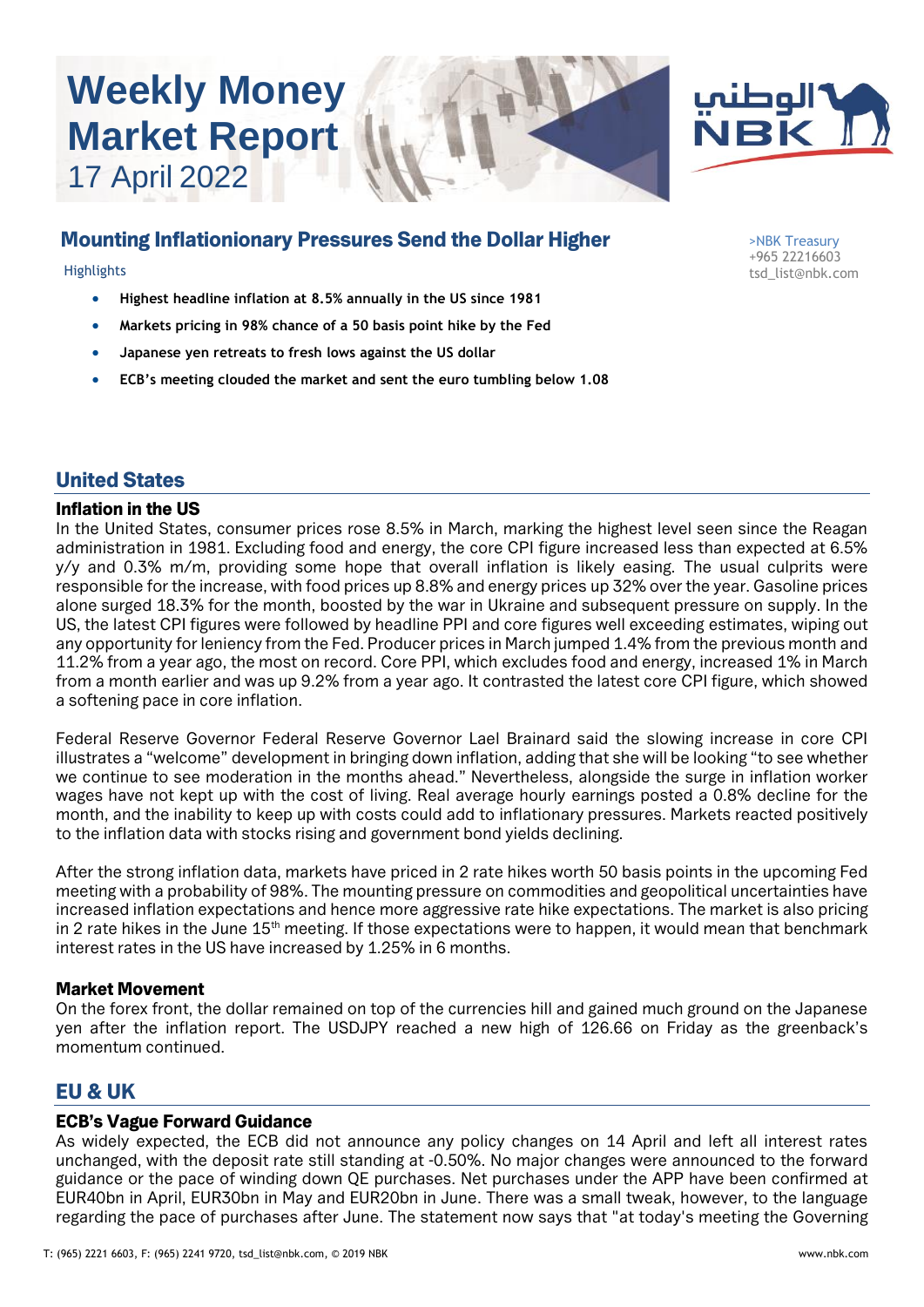# Weekly Money Market Report

17 April 2022

>NBK Treasury
+965 22216603
tsd_list@nbk.com

## Mounting Inflationionary Pressures Send the Dollar Higher

Highlights

- **Highest headline inflation at 8.5% annually in the US since 1981**
- **Markets pricing in 98% chance of a 50 basis point hike by the Fed**
- **Japanese yen retreats to fresh lows against the US dollar**
- **ECB's meeting clouded the market and sent the euro tumbling below 1.08**

## United States

### Inflation in the US

In the United States, consumer prices rose 8.5% in March, marking the highest level seen since the Reagan administration in 1981. Excluding food and energy, the core CPI figure increased less than expected at 6.5% y/y and 0.3% m/m, providing some hope that overall inflation is likely easing. The usual culprits were responsible for the increase, with food prices up 8.8% and energy prices up 32% over the year. Gasoline prices alone surged 18.3% for the month, boosted by the war in Ukraine and subsequent pressure on supply. In the US, the latest CPI figures were followed by headline PPI and core figures well exceeding estimates, wiping out any opportunity for leniency from the Fed. Producer prices in March jumped 1.4% from the previous month and 11.2% from a year ago, the most on record. Core PPI, which excludes food and energy, increased 1% in March from a month earlier and was up 9.2% from a year ago. It contrasted the latest core CPI figure, which showed a softening pace in core inflation.

Federal Reserve Governor Federal Reserve Governor Lael Brainard said the slowing increase in core CPI illustrates a "welcome" development in bringing down inflation, adding that she will be looking "to see whether we continue to see moderation in the months ahead." Nevertheless, alongside the surge in inflation worker wages have not kept up with the cost of living. Real average hourly earnings posted a 0.8% decline for the month, and the inability to keep up with costs could add to inflationary pressures. Markets reacted positively to the inflation data with stocks rising and government bond yields declining.

After the strong inflation data, markets have priced in 2 rate hikes worth 50 basis points in the upcoming Fed meeting with a probability of 98%. The mounting pressure on commodities and geopolitical uncertainties have increased inflation expectations and hence more aggressive rate hike expectations. The market is also pricing in 2 rate hikes in the June 15th meeting. If those expectations were to happen, it would mean that benchmark interest rates in the US have increased by 1.25% in 6 months.

### Market Movement

On the forex front, the dollar remained on top of the currencies hill and gained much ground on the Japanese yen after the inflation report. The USDJPY reached a new high of 126.66 on Friday as the greenback's momentum continued.

## EU & UK

### ECB's Vague Forward Guidance

As widely expected, the ECB did not announce any policy changes on 14 April and left all interest rates unchanged, with the deposit rate still standing at -0.50%. No major changes were announced to the forward guidance or the pace of winding down QE purchases. Net purchases under the APP have been confirmed at EUR40bn in April, EUR30bn in May and EUR20bn in June. There was a small tweak, however, to the language regarding the pace of purchases after June. The statement now says that "at today's meeting the Governing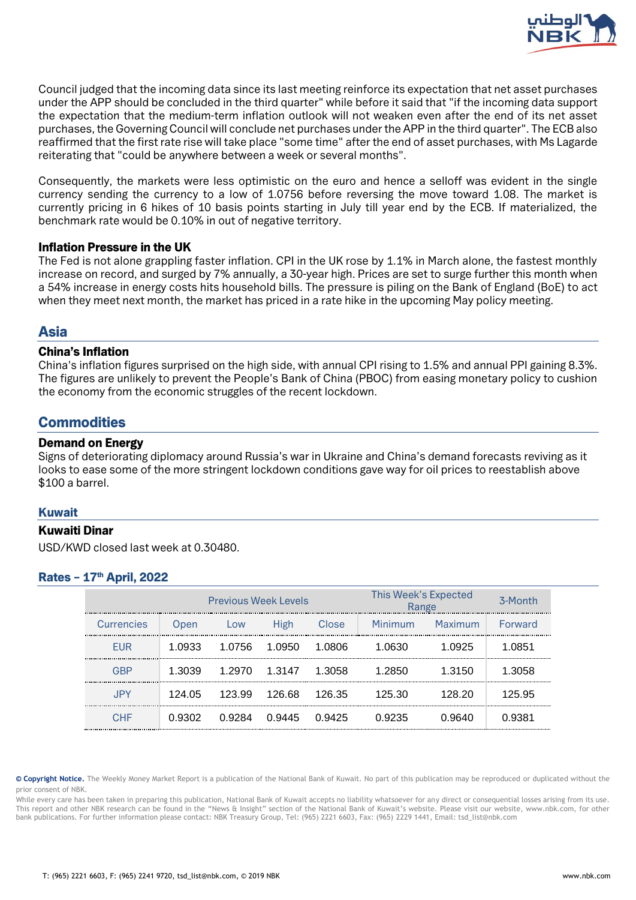Council judged that the incoming data since its last meeting reinforce its expectation that net asset purchases under the APP should be concluded in the third quarter" while before it said that "if the incoming data support the expectation that the medium-term inflation outlook will not weaken even after the end of its net asset purchases, the Governing Council will conclude net purchases under the APP in the third quarter". The ECB also reaffirmed that the first rate rise will take place "some time" after the end of asset purchases, with Ms Lagarde reiterating that "could be anywhere between a week or several months".

Consequently, the markets were less optimistic on the euro and hence a selloff was evident in the single currency sending the currency to a low of 1.0756 before reversing the move toward 1.08. The market is currently pricing in 6 hikes of 10 basis points starting in July till year end by the ECB. If materialized, the benchmark rate would be 0.10% in out of negative territory.

### Inflation Pressure in the UK

The Fed is not alone grappling faster inflation. CPI in the UK rose by 1.1% in March alone, the fastest monthly increase on record, and surged by 7% annually, a 30-year high. Prices are set to surge further this month when a 54% increase in energy costs hits household bills. The pressure is piling on the Bank of England (BoE) to act when they meet next month, the market has priced in a rate hike in the upcoming May policy meeting.

## Asia

### China's Inflation

China's inflation figures surprised on the high side, with annual CPI rising to 1.5% and annual PPI gaining 8.3%. The figures are unlikely to prevent the People's Bank of China (PBOC) from easing monetary policy to cushion the economy from the economic struggles of the recent lockdown.

## Commodities

### Demand on Energy

Signs of deteriorating diplomacy around Russia's war in Ukraine and China's demand forecasts reviving as it looks to ease some of the more stringent lockdown conditions gave way for oil prices to reestablish above $100 a barrel.

## Kuwait

### Kuwaiti Dinar

USD/KWD closed last week at 0.30480.

## Rates – 17th April, 2022

| | Previous Week Levels | | | | This Week's Expected Range | | 3-Month |
|---|---|---|---|---|---|---|---|
| Currencies | Open | Low | High | Close | Minimum | Maximum | Forward |
| EUR | 1.0933 | 1.0756 | 1.0950 | 1.0806 | 1.0630 | 1.0925 | 1.0851 |
| GBP | 1.3039 | 1.2970 | 1.3147 | 1.3058 | 1.2850 | 1.3150 | 1.3058 |
| JPY | 124.05 | 123.99 | 126.68 | 126.35 | 125.30 | 128.20 | 125.95 |
| CHF | 0.9302 | 0.9284 | 0.9445 | 0.9425 | 0.9235 | 0.9640 | 0.9381 |

**© Copyright Notice.** The Weekly Money Market Report is a publication of the National Bank of Kuwait. No part of this publication may be reproduced or duplicated without the prior consent of NBK.

While every care has been taken in preparing this publication, National Bank of Kuwait accepts no liability whatsoever for any direct or consequential losses arising from its use. This report and other NBK research can be found in the "News & Insight" section of the National Bank of Kuwait's website. Please visit our website, www.nbk.com, for other bank publications. For further information please contact: NBK Treasury Group, Tel: (965) 2221 6603, Fax: (965) 2229 1441, Email: tsd_list@nbk.com